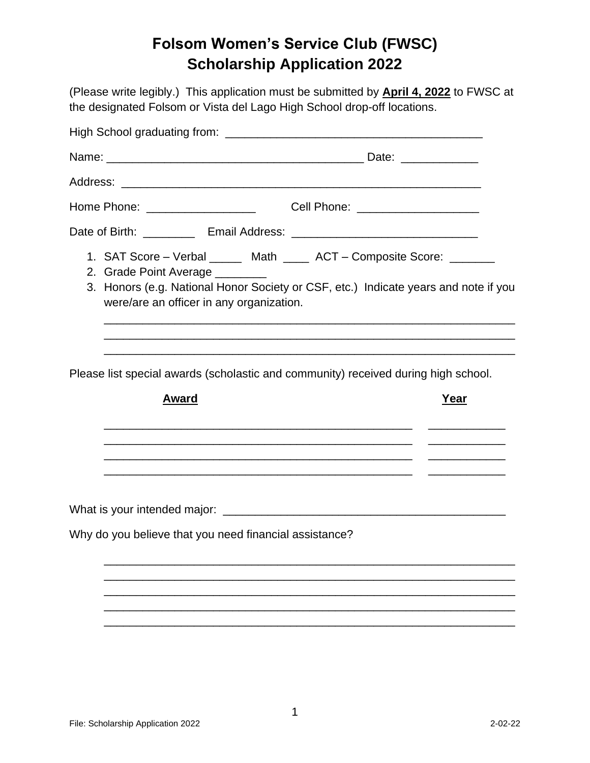# Folsom Women's Service Club (FWSC)
# Scholarship Application 2022

(Please write legibly.) This application must be submitted by **April 4, 2022** to FWSC at the designated Folsom or Vista del Lago High School drop-off locations.

High School graduating from: ________________________________________

Name: ________________________________________ Date: ____________

Address: ________________________________________________________

Home Phone: _________________ Cell Phone: ___________________

Date of Birth: ________ Email Address: _____________________________

1. SAT Score – Verbal _____ Math ____ ACT – Composite Score: _______
2. Grade Point Average ________
3. Honors (e.g. National Honor Society or CSF, etc.) Indicate years and note if you were/are an officer in any organization.

   _________________________________________________________________
   _________________________________________________________________
   _________________________________________________________________

Please list special awards (scholastic and community) received during high school.

| Award | Year |
| --- | --- |
| _________________________________________________ | ____________ |
| _________________________________________________ | ____________ |
| _________________________________________________ | ____________ |
| _________________________________________________ | ____________ |

What is your intended major: _____________________________________________

Why do you believe that you need financial assistance?

_________________________________________________________________
_________________________________________________________________
_________________________________________________________________
_________________________________________________________________
_________________________________________________________________

File: Scholarship Application 2022 2-02-22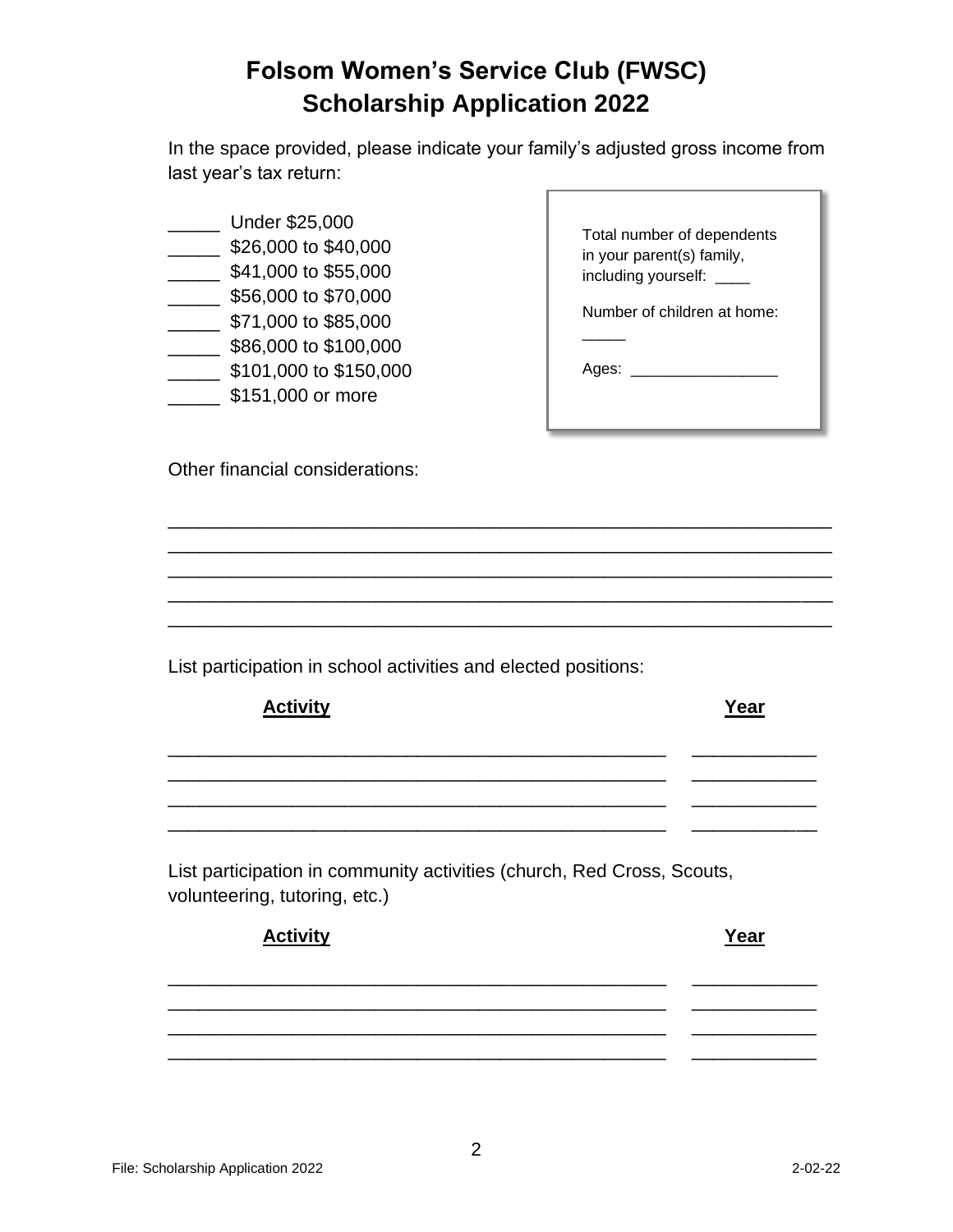# Folsom Women's Service Club (FWSC)
# Scholarship Application 2022

In the space provided, please indicate your family's adjusted gross income from last year's tax return:

_____ Under $25,000
_____ $26,000 to $40,000
_____ $41,000 to $55,000
_____ $56,000 to $70,000
_____ $71,000 to $85,000
_____ $86,000 to $100,000
_____ $101,000 to $150,000
_____ $151,000 or more

Total number of dependents in your parent(s) family, including yourself: ____

Number of children at home: _____

Ages: _________________

Other financial considerations:

______________________________________________________________
______________________________________________________________
______________________________________________________________
______________________________________________________________
______________________________________________________________

List participation in school activities and elected positions:

| **Activity** | **Year** |
|---|---|
| ______________________________________________ | ____________ |
| ______________________________________________ | ____________ |
| ______________________________________________ | ____________ |
| ______________________________________________ | ____________ |

List participation in community activities (church, Red Cross, Scouts, volunteering, tutoring, etc.)

| **Activity** | **Year** |
|---|---|
| ______________________________________________ | ____________ |
| ______________________________________________ | ____________ |
| ______________________________________________ | ____________ |
| ______________________________________________ | ____________ |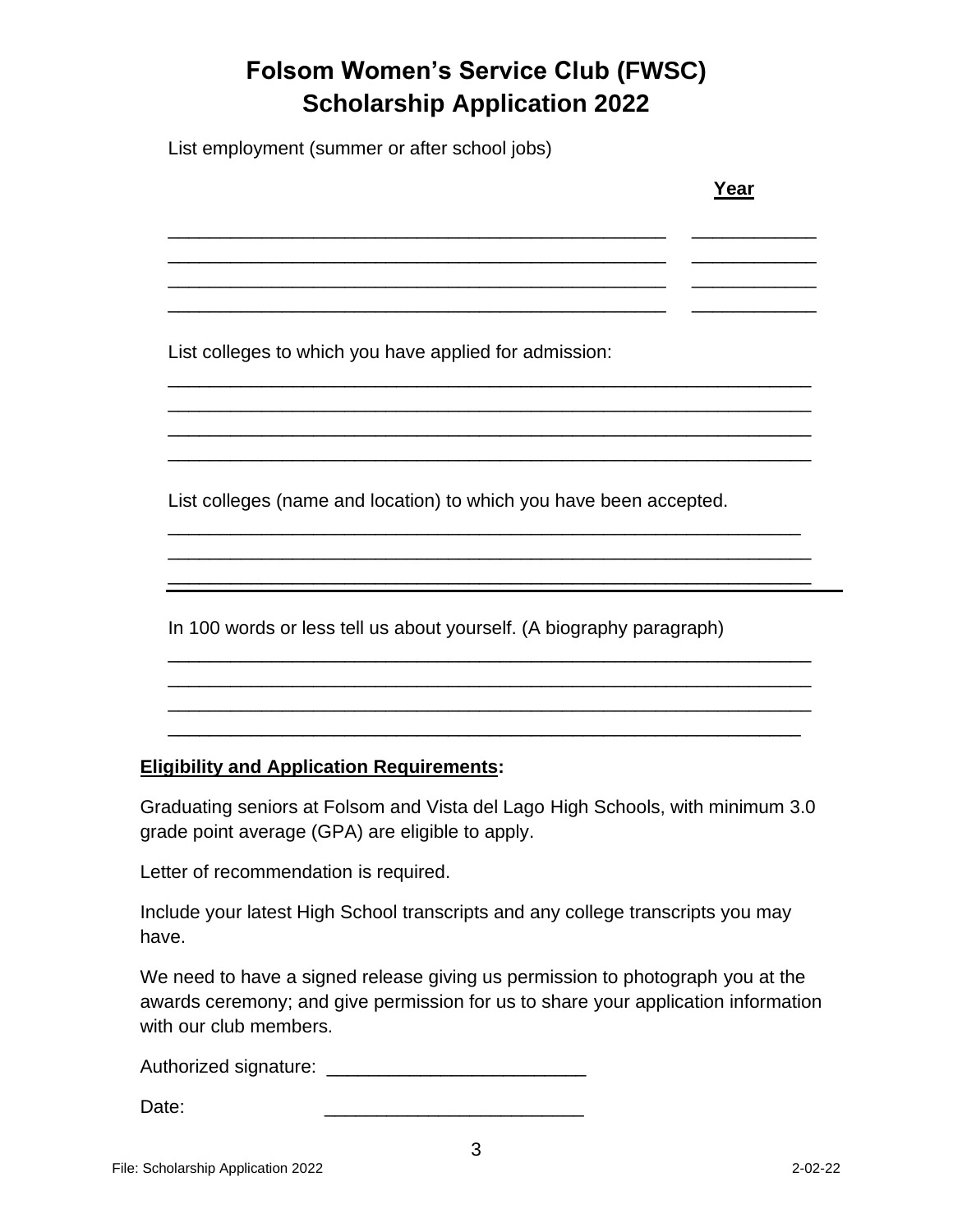# Folsom Women's Service Club (FWSC)
# Scholarship Application 2022

List employment (summer or after school jobs)

| | **Year** |
|---|---|
| ______________________________________________ | __________ |
| ______________________________________________ | __________ |
| ______________________________________________ | __________ |
| ______________________________________________ | __________ |

List colleges to which you have applied for admission:

____________________________________________________________
____________________________________________________________
____________________________________________________________
____________________________________________________________

List colleges (name and location) to which you have been accepted.

____________________________________________________________
____________________________________________________________
____________________________________________________________

In 100 words or less tell us about yourself. (A biography paragraph)

____________________________________________________________
____________________________________________________________
____________________________________________________________
____________________________________________________________

**Eligibility and Application Requirements:**

Graduating seniors at Folsom and Vista del Lago High Schools, with minimum 3.0 grade point average (GPA) are eligible to apply.

Letter of recommendation is required.

Include your latest High School transcripts and any college transcripts you may have.

We need to have a signed release giving us permission to photograph you at the awards ceremony; and give permission for us to share your application information with our club members.

Authorized signature: ________________________

Date: ________________________

File: Scholarship Application 2022 2-02-22